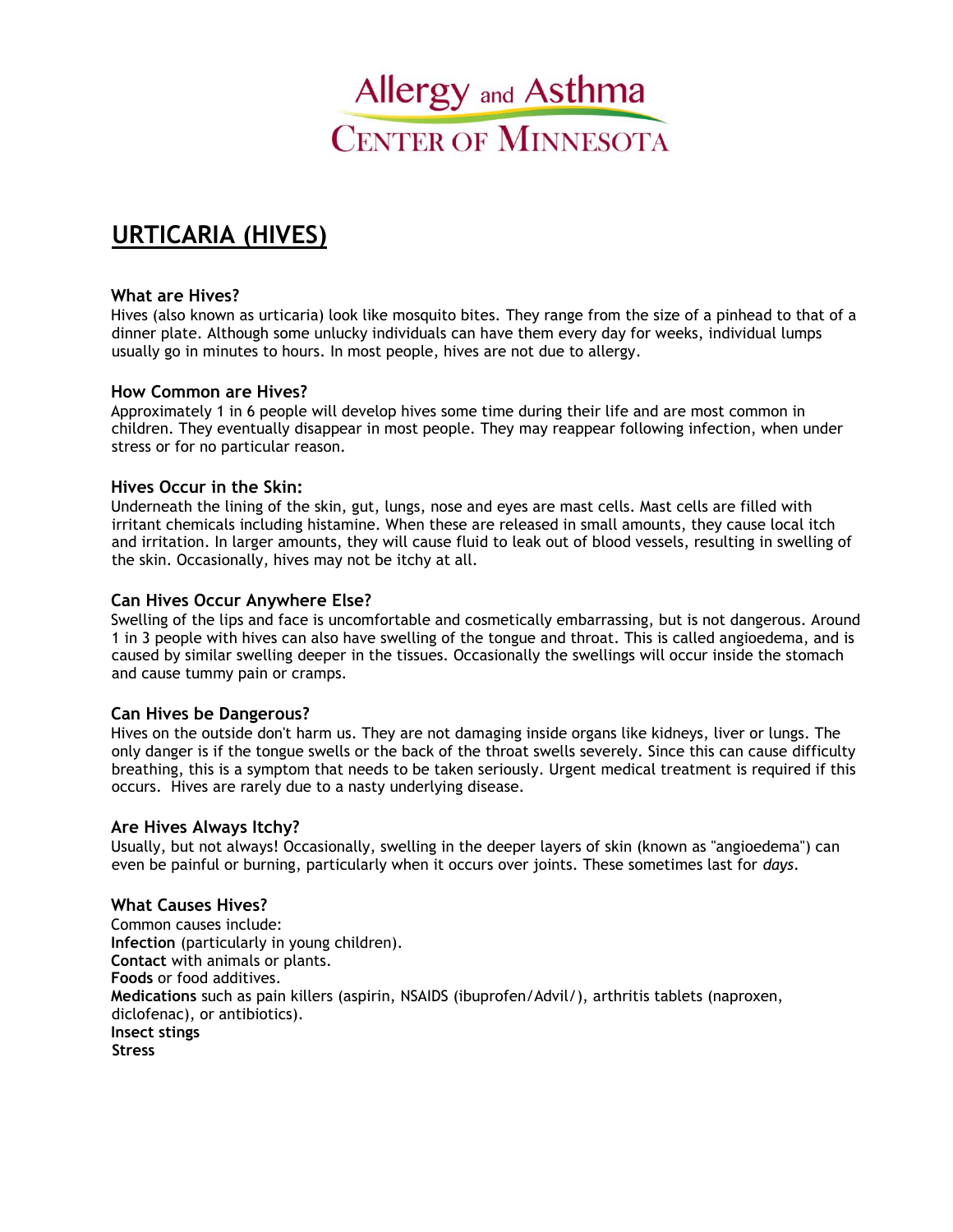Allergy and Asthma
CENTER OF MINNESOTA

# URTICARIA (HIVES)

### What are Hives?

Hives (also known as urticaria) look like mosquito bites. They range from the size of a pinhead to that of a dinner plate. Although some unlucky individuals can have them every day for weeks, individual lumps usually go in minutes to hours. In most people, hives are not due to allergy.

### How Common are Hives?

Approximately 1 in 6 people will develop hives some time during their life and are most common in children. They eventually disappear in most people. They may reappear following infection, when under stress or for no particular reason.

### Hives Occur in the Skin:

Underneath the lining of the skin, gut, lungs, nose and eyes are mast cells. Mast cells are filled with irritant chemicals including histamine. When these are released in small amounts, they cause local itch and irritation. In larger amounts, they will cause fluid to leak out of blood vessels, resulting in swelling of the skin. Occasionally, hives may not be itchy at all.

### Can Hives Occur Anywhere Else?

Swelling of the lips and face is uncomfortable and cosmetically embarrassing, but is not dangerous. Around 1 in 3 people with hives can also have swelling of the tongue and throat. This is called angioedema, and is caused by similar swelling deeper in the tissues. Occasionally the swellings will occur inside the stomach and cause tummy pain or cramps.

### Can Hives be Dangerous?

Hives on the outside don't harm us. They are not damaging inside organs like kidneys, liver or lungs. The only danger is if the tongue swells or the back of the throat swells severely. Since this can cause difficulty breathing, this is a symptom that needs to be taken seriously. Urgent medical treatment is required if this occurs. Hives are rarely due to a nasty underlying disease.

### Are Hives Always Itchy?

Usually, but not always! Occasionally, swelling in the deeper layers of skin (known as "angioedema") can even be painful or burning, particularly when it occurs over joints. These sometimes last for *days*.

### What Causes Hives?

Common causes include:
**Infection** (particularly in young children).
**Contact** with animals or plants.
**Foods** or food additives.
**Medications** such as pain killers (aspirin, NSAIDS (ibuprofen/Advil/), arthritis tablets (naproxen, diclofenac), or antibiotics).
**Insect stings**
**Stress**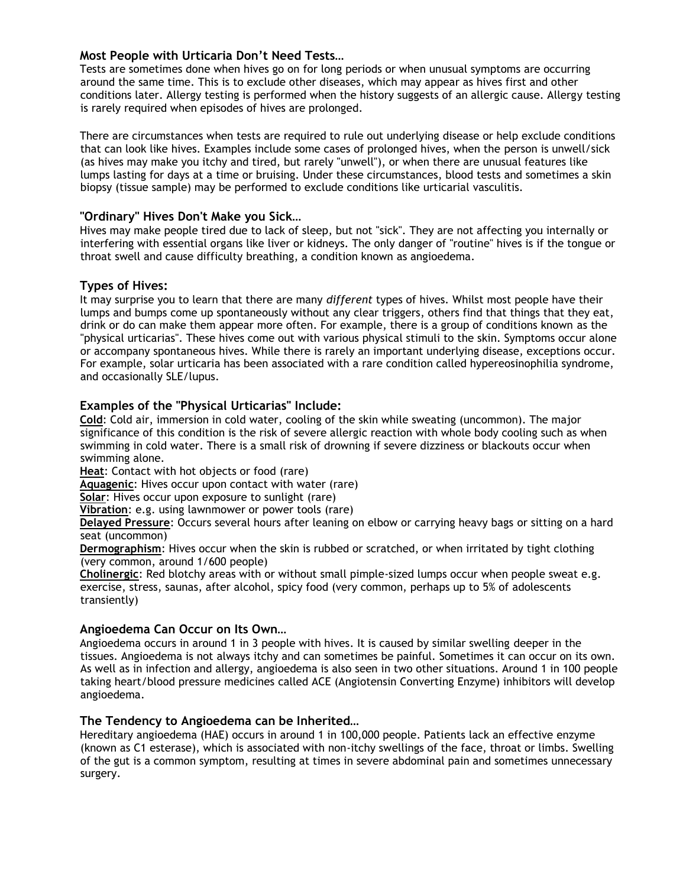### Most People with Urticaria Don't Need Tests…

Tests are sometimes done when hives go on for long periods or when unusual symptoms are occurring around the same time. This is to exclude other diseases, which may appear as hives first and other conditions later. Allergy testing is performed when the history suggests of an allergic cause. Allergy testing is rarely required when episodes of hives are prolonged.

There are circumstances when tests are required to rule out underlying disease or help exclude conditions that can look like hives. Examples include some cases of prolonged hives, when the person is unwell/sick (as hives may make you itchy and tired, but rarely "unwell"), or when there are unusual features like lumps lasting for days at a time or bruising. Under these circumstances, blood tests and sometimes a skin biopsy (tissue sample) may be performed to exclude conditions like urticarial vasculitis.

### "Ordinary" Hives Don't Make you Sick…

Hives may make people tired due to lack of sleep, but not "sick". They are not affecting you internally or interfering with essential organs like liver or kidneys. The only danger of "routine" hives is if the tongue or throat swell and cause difficulty breathing, a condition known as angioedema.

### Types of Hives:

It may surprise you to learn that there are many *different* types of hives. Whilst most people have their lumps and bumps come up spontaneously without any clear triggers, others find that things that they eat, drink or do can make them appear more often. For example, there is a group of conditions known as the "physical urticarias". These hives come out with various physical stimuli to the skin. Symptoms occur alone or accompany spontaneous hives. While there is rarely an important underlying disease, exceptions occur. For example, solar urticaria has been associated with a rare condition called hypereosinophilia syndrome, and occasionally SLE/lupus.

### Examples of the "Physical Urticarias" Include:

**Cold**: Cold air, immersion in cold water, cooling of the skin while sweating (uncommon). The major significance of this condition is the risk of severe allergic reaction with whole body cooling such as when swimming in cold water. There is a small risk of drowning if severe dizziness or blackouts occur when swimming alone.
**Heat**: Contact with hot objects or food (rare)
**Aquagenic**: Hives occur upon contact with water (rare)
**Solar**: Hives occur upon exposure to sunlight (rare)
**Vibration**: e.g. using lawnmower or power tools (rare)
**Delayed Pressure**: Occurs several hours after leaning on elbow or carrying heavy bags or sitting on a hard seat (uncommon)
**Dermographism**: Hives occur when the skin is rubbed or scratched, or when irritated by tight clothing (very common, around 1/600 people)
**Cholinergic**: Red blotchy areas with or without small pimple-sized lumps occur when people sweat e.g. exercise, stress, saunas, after alcohol, spicy food (very common, perhaps up to 5% of adolescents transiently)

### Angioedema Can Occur on Its Own…

Angioedema occurs in around 1 in 3 people with hives. It is caused by similar swelling deeper in the tissues. Angioedema is not always itchy and can sometimes be painful. Sometimes it can occur on its own. As well as in infection and allergy, angioedema is also seen in two other situations. Around 1 in 100 people taking heart/blood pressure medicines called ACE (Angiotensin Converting Enzyme) inhibitors will develop angioedema.

### The Tendency to Angioedema can be Inherited…

Hereditary angioedema (HAE) occurs in around 1 in 100,000 people. Patients lack an effective enzyme (known as C1 esterase), which is associated with non-itchy swellings of the face, throat or limbs. Swelling of the gut is a common symptom, resulting at times in severe abdominal pain and sometimes unnecessary surgery.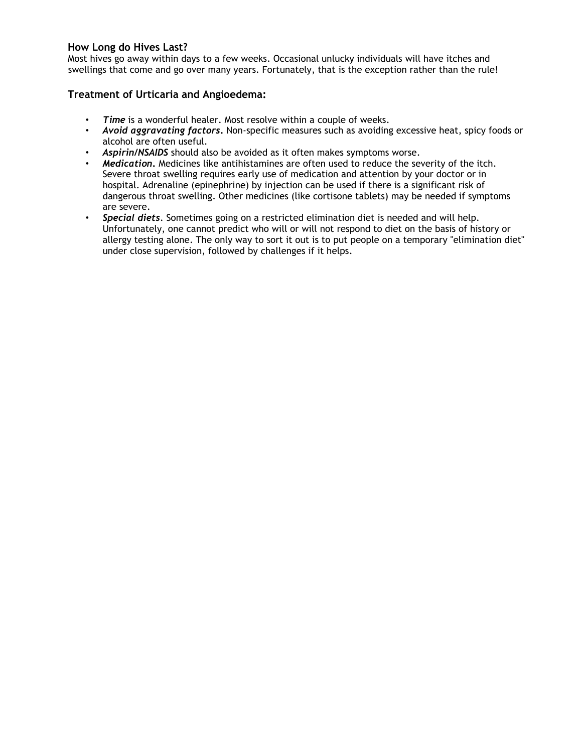### How Long do Hives Last?

Most hives go away within days to a few weeks. Occasional unlucky individuals will have itches and swellings that come and go over many years. Fortunately, that is the exception rather than the rule!

### Treatment of Urticaria and Angioedema:

- ***Time*** is a wonderful healer. Most resolve within a couple of weeks.
- ***Avoid aggravating factors.*** Non-specific measures such as avoiding excessive heat, spicy foods or alcohol are often useful.
- ***Aspirin/NSAIDS*** should also be avoided as it often makes symptoms worse.
- ***Medication.*** Medicines like antihistamines are often used to reduce the severity of the itch. Severe throat swelling requires early use of medication and attention by your doctor or in hospital. Adrenaline (epinephrine) by injection can be used if there is a significant risk of dangerous throat swelling. Other medicines (like cortisone tablets) may be needed if symptoms are severe.
- ***Special diets***. Sometimes going on a restricted elimination diet is needed and will help. Unfortunately, one cannot predict who will or will not respond to diet on the basis of history or allergy testing alone. The only way to sort it out is to put people on a temporary "elimination diet" under close supervision, followed by challenges if it helps.